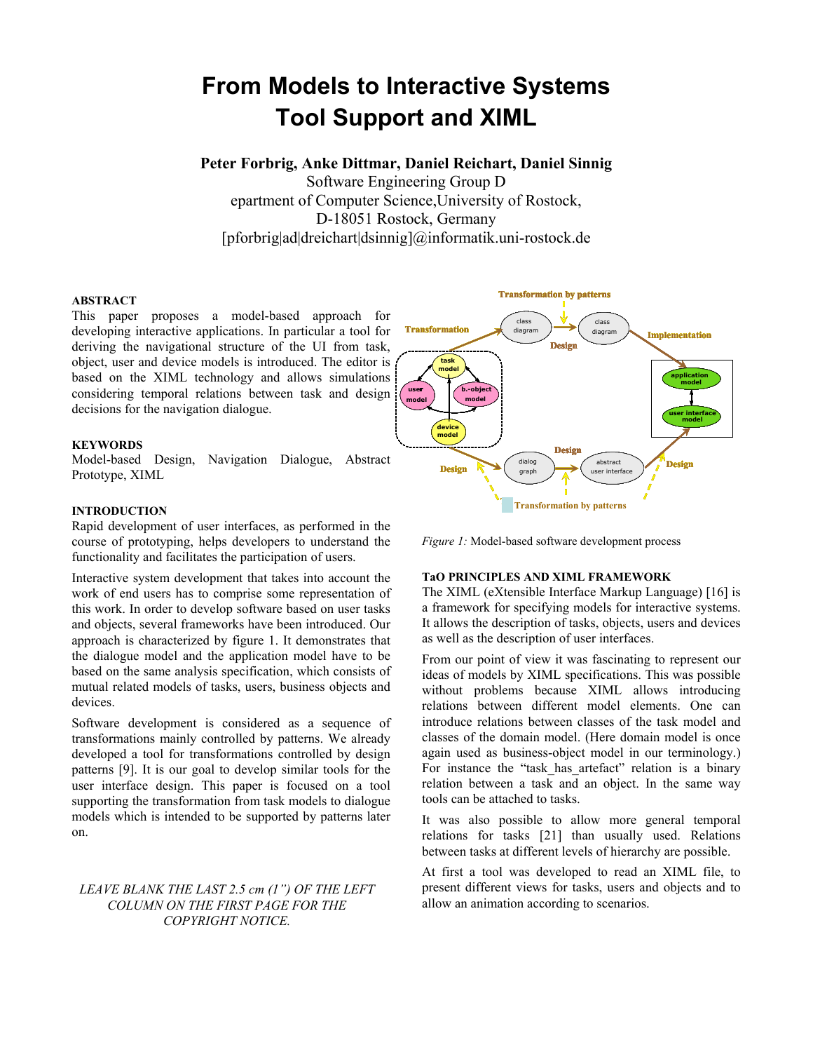# From Models to Interactive Systems Tool Support and XIML

**Peter Forbrig, Anke Dittmar, Daniel Reichart, Daniel Sinnig**

Software Engineering Group D
epartment of Computer Science,University of Rostock,
D-18051 Rostock, Germany
[pforbrig|ad|dreichart|dsinnig]@informatik.uni-rostock.de

## ABSTRACT

This paper proposes a model-based approach for developing interactive applications. In particular a tool for deriving the navigational structure of the UI from task, object, user and device models is introduced. The editor is based on the XIML technology and allows simulations considering temporal relations between task and design decisions for the navigation dialogue.

## KEYWORDS

Model-based Design, Navigation Dialogue, Abstract Prototype, XIML

## INTRODUCTION

Rapid development of user interfaces, as performed in the course of prototyping, helps developers to understand the functionality and facilitates the participation of users.

Interactive system development that takes into account the work of end users has to comprise some representation of this work. In order to develop software based on user tasks and objects, several frameworks have been introduced. Our approach is characterized by figure 1. It demonstrates that the dialogue model and the application model have to be based on the same analysis specification, which consists of mutual related models of tasks, users, business objects and devices.

Software development is considered as a sequence of transformations mainly controlled by patterns. We already developed a tool for transformations controlled by design patterns [9]. It is our goal to develop similar tools for the user interface design. This paper is focused on a tool supporting the transformation from task models to dialogue models which is intended to be supported by patterns later on.

*LEAVE BLANK THE LAST 2.5 cm (1") OF THE LEFT COLUMN ON THE FIRST PAGE FOR THE COPYRIGHT NOTICE.*

*Figure 1:* Model-based software development process

## TaO PRINCIPLES AND XIML FRAMEWORK

The XIML (eXtensible Interface Markup Language) [16] is a framework for specifying models for interactive systems. It allows the description of tasks, objects, users and devices as well as the description of user interfaces.

From our point of view it was fascinating to represent our ideas of models by XIML specifications. This was possible without problems because XIML allows introducing relations between different model elements. One can introduce relations between classes of the task model and classes of the domain model. (Here domain model is once again used as business-object model in our terminology.) For instance the "task_has_artefact" relation is a binary relation between a task and an object. In the same way tools can be attached to tasks.

It was also possible to allow more general temporal relations for tasks [21] than usually used. Relations between tasks at different levels of hierarchy are possible.

At first a tool was developed to read an XIML file, to present different views for tasks, users and objects and to allow an animation according to scenarios.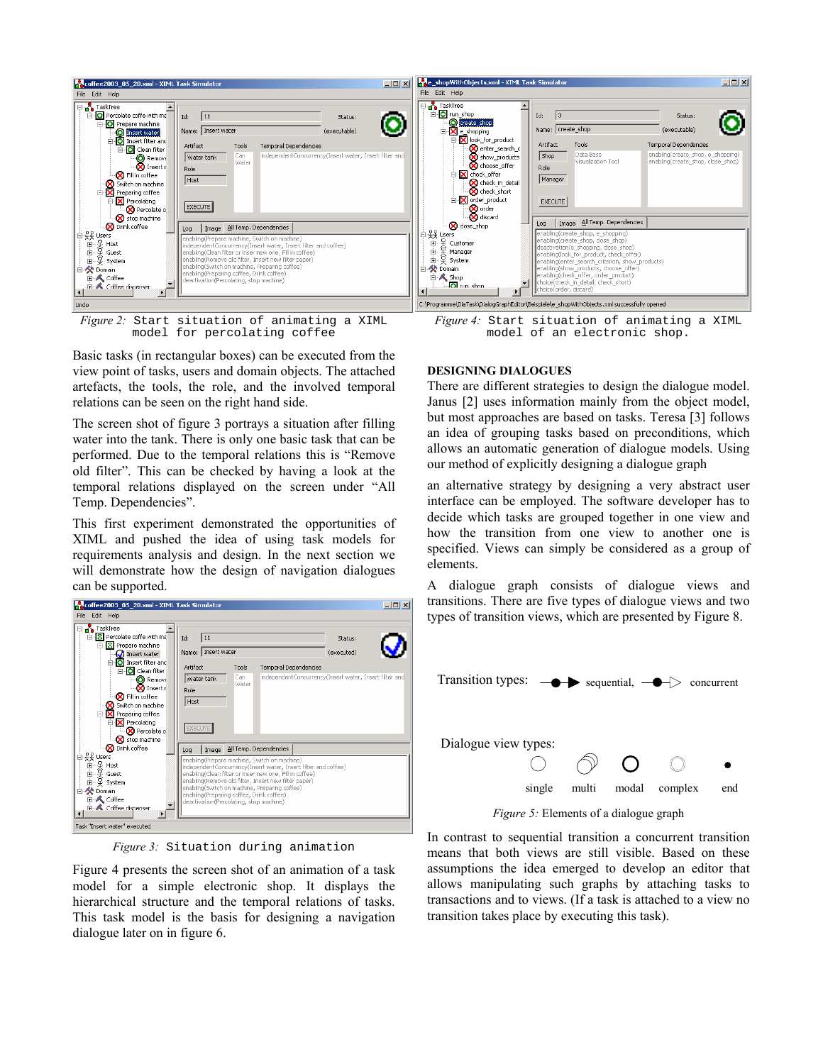Figure 2: Start situation of animating a XIML model for percolating coffee

Basic tasks (in rectangular boxes) can be executed from the view point of tasks, users and domain objects. The attached artefacts, the tools, the role, and the involved temporal relations can be seen on the right hand side.

The screen shot of figure 3 portrays a situation after filling water into the tank. There is only one basic task that can be performed. Due to the temporal relations this is "Remove old filter". This can be checked by having a look at the temporal relations displayed on the screen under "All Temp. Dependencies".

This first experiment demonstrated the opportunities of XIML and pushed the idea of using task models for requirements analysis and design. In the next section we will demonstrate how the design of navigation dialogues can be supported.

Figure 3: Situation during animation

Figure 4 presents the screen shot of an animation of a task model for a simple electronic shop. It displays the hierarchical structure and the temporal relations of tasks. This task model is the basis for designing a navigation dialogue later on in figure 6.

Figure 4: Start situation of animating a XIML model of an electronic shop.

## DESIGNING DIALOGUES

There are different strategies to design the dialogue model. Janus [2] uses information mainly from the object model, but most approaches are based on tasks. Teresa [3] follows an idea of grouping tasks based on preconditions, which allows an automatic generation of dialogue models. Using our method of explicitly designing a dialogue graph

an alternative strategy by designing a very abstract user interface can be employed. The software developer has to decide which tasks are grouped together in one view and how the transition from one view to another one is specified. Views can simply be considered as a group of elements.

A dialogue graph consists of dialogue views and transitions. There are five types of dialogue views and two types of transition views, which are presented by Figure 8.

Transition types: sequential, concurrent

Dialogue view types: single, multi, modal, complex, end

Figure 5: Elements of a dialogue graph

In contrast to sequential transition a concurrent transition means that both views are still visible. Based on these assumptions the idea emerged to develop an editor that allows manipulating such graphs by attaching tasks to transactions and to views. (If a task is attached to a view no transition takes place by executing this task).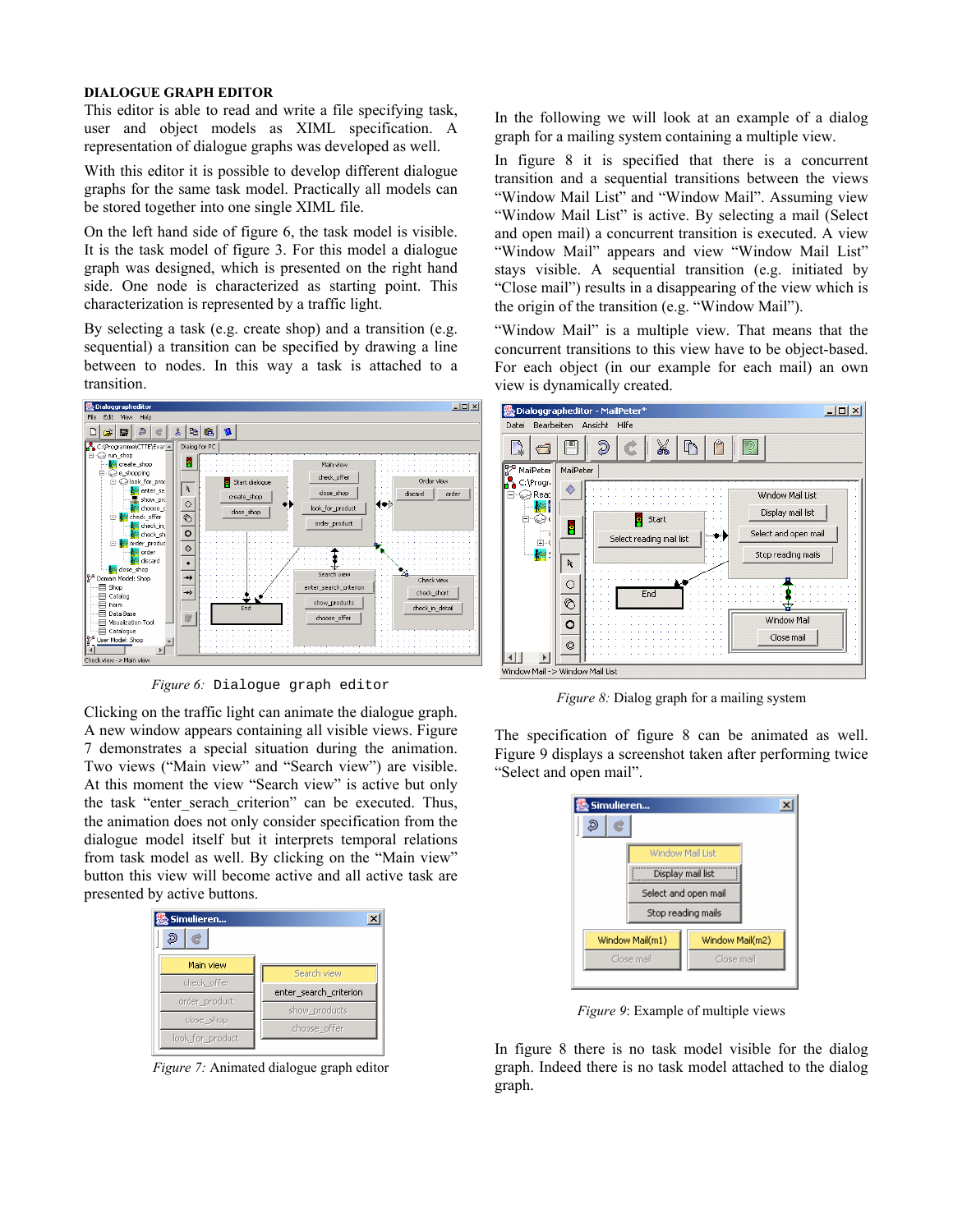## DIALOGUE GRAPH EDITOR

This editor is able to read and write a file specifying task, user and object models as XIML specification. A representation of dialogue graphs was developed as well.

With this editor it is possible to develop different dialogue graphs for the same task model. Practically all models can be stored together into one single XIML file.

On the left hand side of figure 6, the task model is visible. It is the task model of figure 3. For this model a dialogue graph was designed, which is presented on the right hand side. One node is characterized as starting point. This characterization is represented by a traffic light.

By selecting a task (e.g. create shop) and a transition (e.g. sequential) a transition can be specified by drawing a line between to nodes. In this way a task is attached to a transition.

*Figure 6:* Dialogue graph editor

Clicking on the traffic light can animate the dialogue graph. A new window appears containing all visible views. Figure 7 demonstrates a special situation during the animation. Two views ("Main view" and "Search view") are visible. At this moment the view "Search view" is active but only the task "enter_serach_criterion" can be executed. Thus, the animation does not only consider specification from the dialogue model itself but it interprets temporal relations from task model as well. By clicking on the "Main view" button this view will become active and all active task are presented by active buttons.

*Figure 7:* Animated dialogue graph editor

In the following we will look at an example of a dialog graph for a mailing system containing a multiple view.

In figure 8 it is specified that there is a concurrent transition and a sequential transitions between the views "Window Mail List" and "Window Mail". Assuming view "Window Mail List" is active. By selecting a mail (Select and open mail) a concurrent transition is executed. A view "Window Mail" appears and view "Window Mail List" stays visible. A sequential transition (e.g. initiated by "Close mail") results in a disappearing of the view which is the origin of the transition (e.g. "Window Mail").

"Window Mail" is a multiple view. That means that the concurrent transitions to this view have to be object-based. For each object (in our example for each mail) an own view is dynamically created.

*Figure 8:* Dialog graph for a mailing system

The specification of figure 8 can be animated as well. Figure 9 displays a screenshot taken after performing twice "Select and open mail".

*Figure 9*: Example of multiple views

In figure 8 there is no task model visible for the dialog graph. Indeed there is no task model attached to the dialog graph.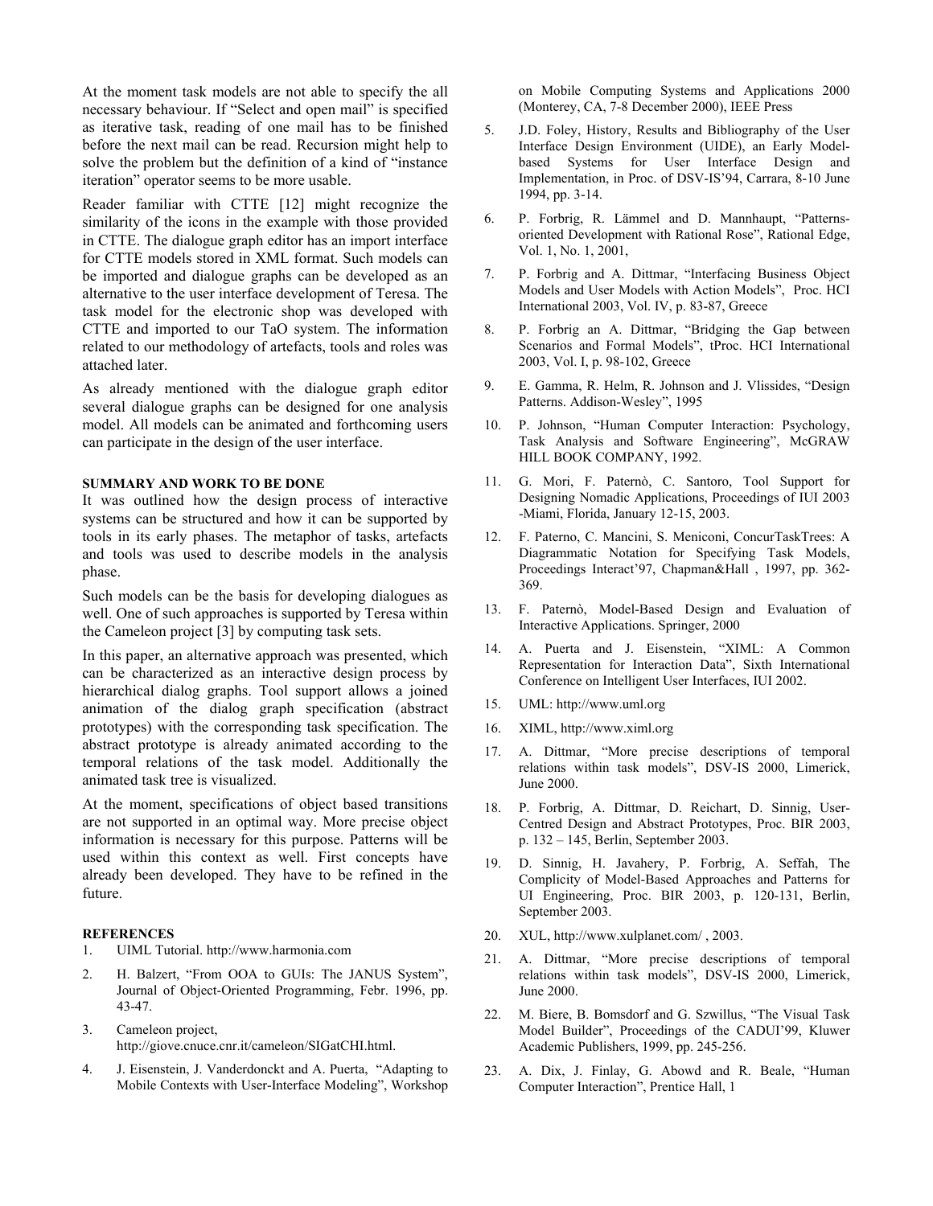At the moment task models are not able to specify the all necessary behaviour. If "Select and open mail" is specified as iterative task, reading of one mail has to be finished before the next mail can be read. Recursion might help to solve the problem but the definition of a kind of "instance iteration" operator seems to be more usable.

Reader familiar with CTTE [12] might recognize the similarity of the icons in the example with those provided in CTTE. The dialogue graph editor has an import interface for CTTE models stored in XML format. Such models can be imported and dialogue graphs can be developed as an alternative to the user interface development of Teresa. The task model for the electronic shop was developed with CTTE and imported to our TaO system. The information related to our methodology of artefacts, tools and roles was attached later.

As already mentioned with the dialogue graph editor several dialogue graphs can be designed for one analysis model. All models can be animated and forthcoming users can participate in the design of the user interface.

## SUMMARY AND WORK TO BE DONE

It was outlined how the design process of interactive systems can be structured and how it can be supported by tools in its early phases. The metaphor of tasks, artefacts and tools was used to describe models in the analysis phase.

Such models can be the basis for developing dialogues as well. One of such approaches is supported by Teresa within the Cameleon project [3] by computing task sets.

In this paper, an alternative approach was presented, which can be characterized as an interactive design process by hierarchical dialog graphs. Tool support allows a joined animation of the dialog graph specification (abstract prototypes) with the corresponding task specification. The abstract prototype is already animated according to the temporal relations of the task model. Additionally the animated task tree is visualized.

At the moment, specifications of object based transitions are not supported in an optimal way. More precise object information is necessary for this purpose. Patterns will be used within this context as well. First concepts have already been developed. They have to be refined in the future.

## REFERENCES

1. UIML Tutorial. http://www.harmonia.com
2. H. Balzert, "From OOA to GUIs: The JANUS System", Journal of Object-Oriented Programming, Febr. 1996, pp. 43-47.
3. Cameleon project, http://giove.cnuce.cnr.it/cameleon/SIGatCHI.html.
4. J. Eisenstein, J. Vanderdonckt and A. Puerta, "Adapting to Mobile Contexts with User-Interface Modeling", Workshop on Mobile Computing Systems and Applications 2000 (Monterey, CA, 7-8 December 2000), IEEE Press
5. J.D. Foley, History, Results and Bibliography of the User Interface Design Environment (UIDE), an Early Model-based Systems for User Interface Design and Implementation, in Proc. of DSV-IS'94, Carrara, 8-10 June 1994, pp. 3-14.
6. P. Forbrig, R. Lämmel and D. Mannhaupt, "Patterns-oriented Development with Rational Rose", Rational Edge, Vol. 1, No. 1, 2001,
7. P. Forbrig and A. Dittmar, "Interfacing Business Object Models and User Models with Action Models", Proc. HCI International 2003, Vol. IV, p. 83-87, Greece
8. P. Forbrig an A. Dittmar, "Bridging the Gap between Scenarios and Formal Models", tProc. HCI International 2003, Vol. I, p. 98-102, Greece
9. E. Gamma, R. Helm, R. Johnson and J. Vlissides, "Design Patterns. Addison-Wesley", 1995
10. P. Johnson, "Human Computer Interaction: Psychology, Task Analysis and Software Engineering", McGRAW HILL BOOK COMPANY, 1992.
11. G. Mori, F. Paternò, C. Santoro, Tool Support for Designing Nomadic Applications, Proceedings of IUI 2003 -Miami, Florida, January 12-15, 2003.
12. F. Paterno, C. Mancini, S. Meniconi, ConcurTaskTrees: A Diagrammatic Notation for Specifying Task Models, Proceedings Interact'97, Chapman&Hall , 1997, pp. 362-369.
13. F. Paternò, Model-Based Design and Evaluation of Interactive Applications. Springer, 2000
14. A. Puerta and J. Eisenstein, "XIML: A Common Representation for Interaction Data", Sixth International Conference on Intelligent User Interfaces, IUI 2002.
15. UML: http://www.uml.org
16. XIML, http://www.ximl.org
17. A. Dittmar, "More precise descriptions of temporal relations within task models", DSV-IS 2000, Limerick, June 2000.
18. P. Forbrig, A. Dittmar, D. Reichart, D. Sinnig, User-Centred Design and Abstract Prototypes, Proc. BIR 2003, p. 132 – 145, Berlin, September 2003.
19. D. Sinnig, H. Javahery, P. Forbrig, A. Seffah, The Complicity of Model-Based Approaches and Patterns for UI Engineering, Proc. BIR 2003, p. 120-131, Berlin, September 2003.
20. XUL, http://www.xulplanet.com/ , 2003.
21. A. Dittmar, "More precise descriptions of temporal relations within task models", DSV-IS 2000, Limerick, June 2000.
22. M. Biere, B. Bomsdorf and G. Szwillus, "The Visual Task Model Builder", Proceedings of the CADUI'99, Kluwer Academic Publishers, 1999, pp. 245-256.
23. A. Dix, J. Finlay, G. Abowd and R. Beale, "Human Computer Interaction", Prentice Hall, 1